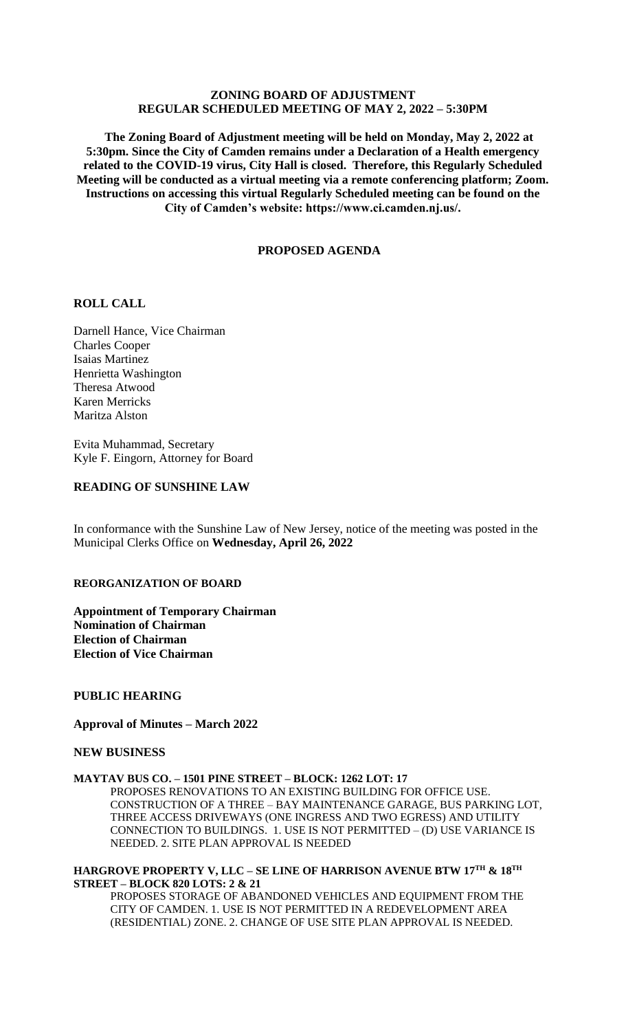# ZONING BOARD OF ADJUSTMENT
# REGULAR SCHEDULED MEETING OF MAY 2, 2022 – 5:30PM

**The Zoning Board of Adjustment meeting will be held on Monday, May 2, 2022 at 5:30pm. Since the City of Camden remains under a Declaration of a Health emergency related to the COVID-19 virus, City Hall is closed. Therefore, this Regularly Scheduled Meeting will be conducted as a virtual meeting via a remote conferencing platform; Zoom. Instructions on accessing this virtual Regularly Scheduled meeting can be found on the City of Camden's website: https://www.ci.camden.nj.us/.**

## PROPOSED AGENDA

### ROLL CALL

Darnell Hance, Vice Chairman
Charles Cooper
Isaias Martinez
Henrietta Washington
Theresa Atwood
Karen Merricks
Maritza Alston

Evita Muhammad, Secretary
Kyle F. Eingorn, Attorney for Board

### READING OF SUNSHINE LAW

In conformance with the Sunshine Law of New Jersey, notice of the meeting was posted in the Municipal Clerks Office on **Wednesday, April 26, 2022**

### REORGANIZATION OF BOARD

**Appointment of Temporary Chairman**
**Nomination of Chairman**
**Election of Chairman**
**Election of Vice Chairman**

### PUBLIC HEARING

**Approval of Minutes – March 2022**

### NEW BUSINESS

**MAYTAV BUS CO. – 1501 PINE STREET – BLOCK: 1262 LOT: 17**

PROPOSES RENOVATIONS TO AN EXISTING BUILDING FOR OFFICE USE. CONSTRUCTION OF A THREE – BAY MAINTENANCE GARAGE, BUS PARKING LOT, THREE ACCESS DRIVEWAYS (ONE INGRESS AND TWO EGRESS) AND UTILITY CONNECTION TO BUILDINGS. 1. USE IS NOT PERMITTED – (D) USE VARIANCE IS NEEDED. 2. SITE PLAN APPROVAL IS NEEDED

**HARGROVE PROPERTY V, LLC – SE LINE OF HARRISON AVENUE BTW 17TH & 18TH STREET – BLOCK 820 LOTS: 2 & 21**

PROPOSES STORAGE OF ABANDONED VEHICLES AND EQUIPMENT FROM THE CITY OF CAMDEN. 1. USE IS NOT PERMITTED IN A REDEVELOPMENT AREA (RESIDENTIAL) ZONE. 2. CHANGE OF USE SITE PLAN APPROVAL IS NEEDED.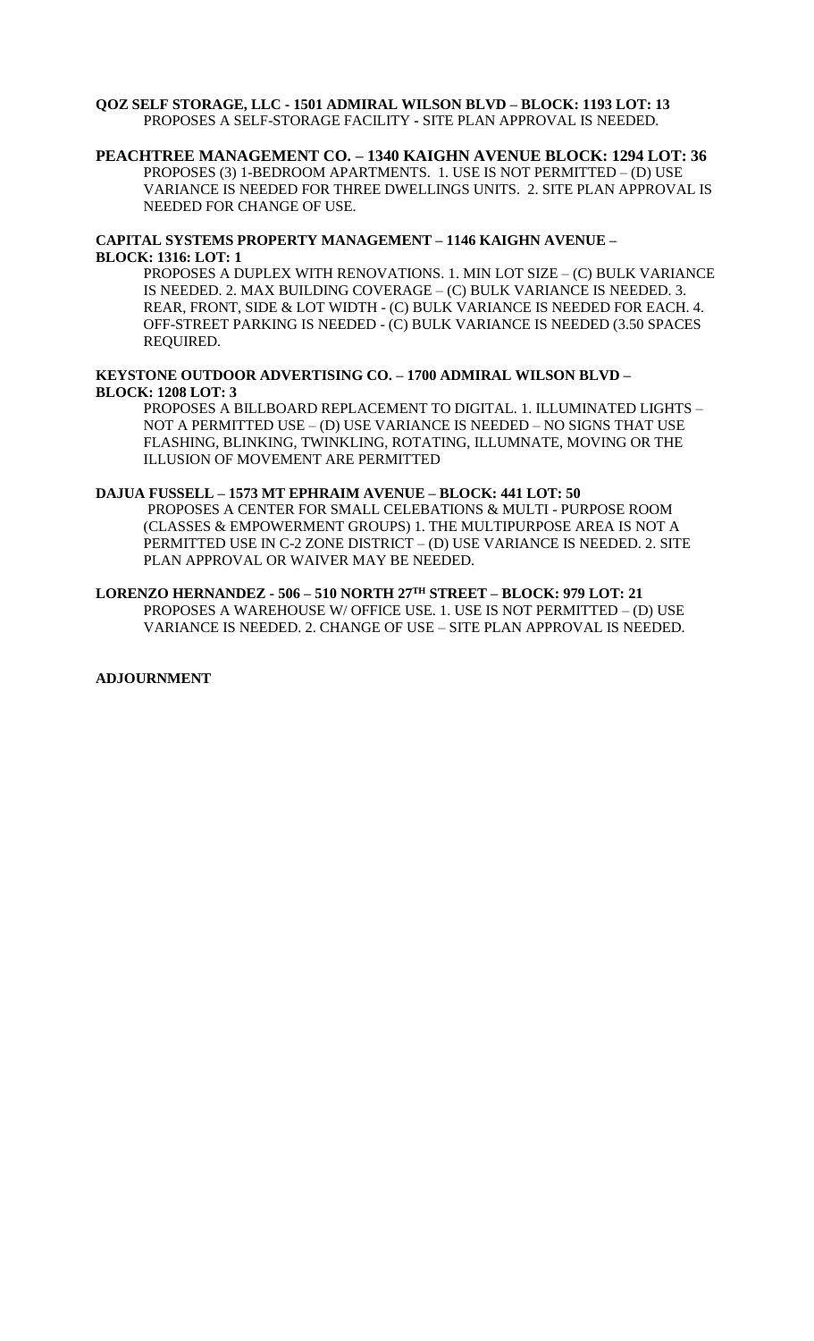**QOZ SELF STORAGE, LLC - 1501 ADMIRAL WILSON BLVD – BLOCK: 1193 LOT: 13**

PROPOSES A SELF-STORAGE FACILITY - SITE PLAN APPROVAL IS NEEDED.

**PEACHTREE MANAGEMENT CO. – 1340 KAIGHN AVENUE BLOCK: 1294 LOT: 36**

PROPOSES (3) 1-BEDROOM APARTMENTS. 1. USE IS NOT PERMITTED – (D) USE VARIANCE IS NEEDED FOR THREE DWELLINGS UNITS. 2. SITE PLAN APPROVAL IS NEEDED FOR CHANGE OF USE.

**CAPITAL SYSTEMS PROPERTY MANAGEMENT – 1146 KAIGHN AVENUE – BLOCK: 1316: LOT: 1**

PROPOSES A DUPLEX WITH RENOVATIONS. 1. MIN LOT SIZE – (C) BULK VARIANCE IS NEEDED. 2. MAX BUILDING COVERAGE – (C) BULK VARIANCE IS NEEDED. 3. REAR, FRONT, SIDE & LOT WIDTH - (C) BULK VARIANCE IS NEEDED FOR EACH. 4. OFF-STREET PARKING IS NEEDED - (C) BULK VARIANCE IS NEEDED (3.50 SPACES REQUIRED.

**KEYSTONE OUTDOOR ADVERTISING CO. – 1700 ADMIRAL WILSON BLVD – BLOCK: 1208 LOT: 3**

PROPOSES A BILLBOARD REPLACEMENT TO DIGITAL. 1. ILLUMINATED LIGHTS – NOT A PERMITTED USE – (D) USE VARIANCE IS NEEDED – NO SIGNS THAT USE FLASHING, BLINKING, TWINKLING, ROTATING, ILLUMNATE, MOVING OR THE ILLUSION OF MOVEMENT ARE PERMITTED

**DAJUA FUSSELL – 1573 MT EPHRAIM AVENUE – BLOCK: 441 LOT: 50**

PROPOSES A CENTER FOR SMALL CELEBATIONS & MULTI - PURPOSE ROOM (CLASSES & EMPOWERMENT GROUPS) 1. THE MULTIPURPOSE AREA IS NOT A PERMITTED USE IN C-2 ZONE DISTRICT – (D) USE VARIANCE IS NEEDED. 2. SITE PLAN APPROVAL OR WAIVER MAY BE NEEDED.

**LORENZO HERNANDEZ - 506 – 510 NORTH 27TH STREET – BLOCK: 979 LOT: 21**

PROPOSES A WAREHOUSE W/ OFFICE USE. 1. USE IS NOT PERMITTED – (D) USE VARIANCE IS NEEDED. 2. CHANGE OF USE – SITE PLAN APPROVAL IS NEEDED.

**ADJOURNMENT**